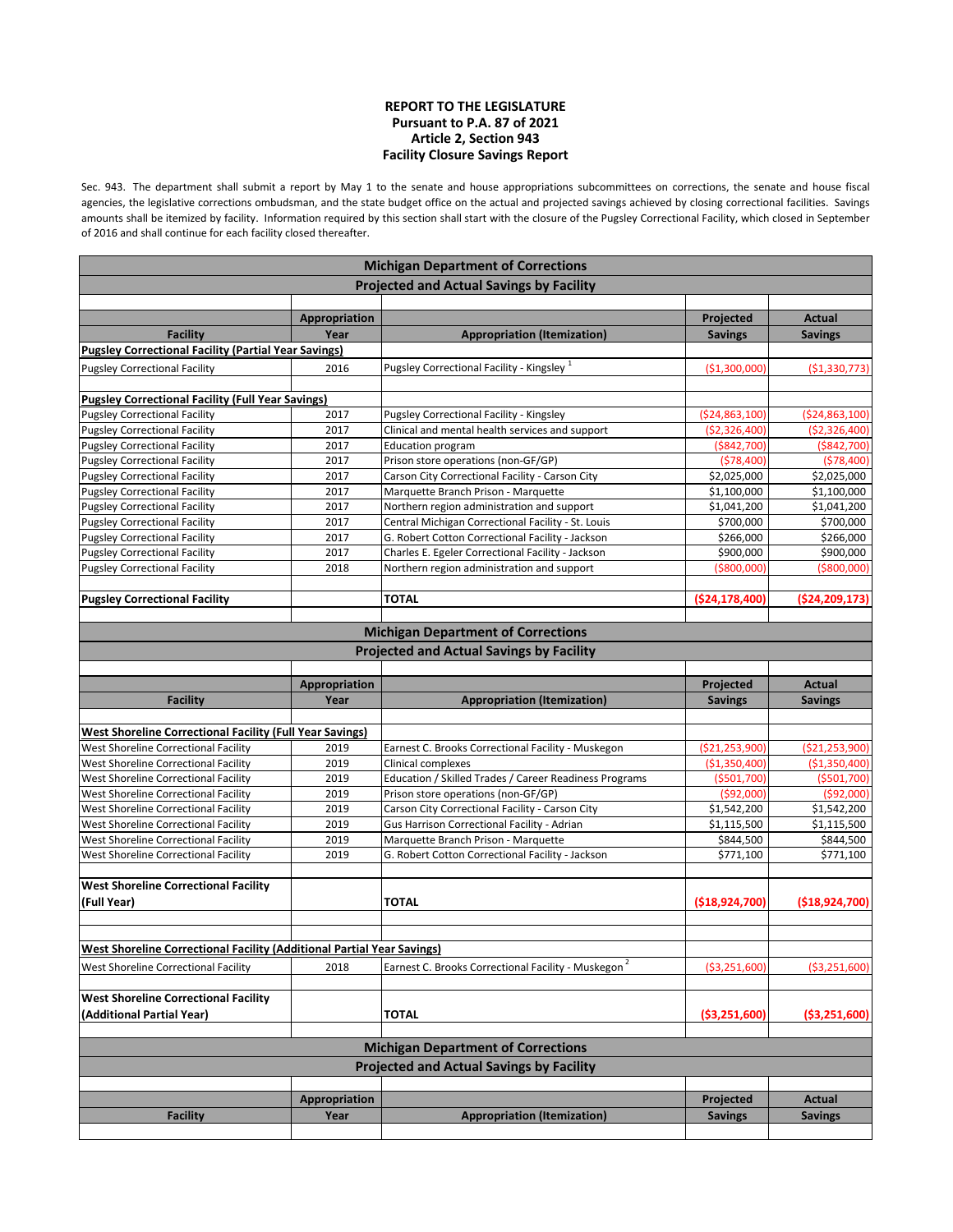**REPORT TO THE LEGISLATURE**
**Pursuant to P.A. 87 of 2021**
**Article 2, Section 943**
**Facility Closure Savings Report**

Sec. 943. The department shall submit a report by May 1 to the senate and house appropriations subcommittees on corrections, the senate and house fiscal agencies, the legislative corrections ombudsman, and the state budget office on the actual and projected savings achieved by closing correctional facilities. Savings amounts shall be itemized by facility. Information required by this section shall start with the closure of the Pugsley Correctional Facility, which closed in September of 2016 and shall continue for each facility closed thereafter.

**Michigan Department of Corrections**
**Projected and Actual Savings by Facility**

| Facility | Appropriation Year | Appropriation (Itemization) | Projected Savings | Actual Savings |
|---|---|---|---|---|
| **Pugsley Correctional Facility (Partial Year Savings)** | | | | |
| Pugsley Correctional Facility | 2016 | Pugsley Correctional Facility - Kingsley [1] | ($1,300,000) | ($1,330,773) |
| | | | | |
| **Pugsley Correctional Facility (Full Year Savings)** | | | | |
| Pugsley Correctional Facility | 2017 | Pugsley Correctional Facility - Kingsley | ($24,863,100) | ($24,863,100) |
| Pugsley Correctional Facility | 2017 | Clinical and mental health services and support | ($2,326,400) | ($2,326,400) |
| Pugsley Correctional Facility | 2017 | Education program | ($842,700) | ($842,700) |
| Pugsley Correctional Facility | 2017 | Prison store operations (non-GF/GP) | ($78,400) | ($78,400) |
| Pugsley Correctional Facility | 2017 | Carson City Correctional Facility - Carson City | $2,025,000 | $2,025,000 |
| Pugsley Correctional Facility | 2017 | Marquette Branch Prison - Marquette | $1,100,000 | $1,100,000 |
| Pugsley Correctional Facility | 2017 | Northern region administration and support | $1,041,200 | $1,041,200 |
| Pugsley Correctional Facility | 2017 | Central Michigan Correctional Facility - St. Louis | $700,000 | $700,000 |
| Pugsley Correctional Facility | 2017 | G. Robert Cotton Correctional Facility - Jackson | $266,000 | $266,000 |
| Pugsley Correctional Facility | 2017 | Charles E. Egeler Correctional Facility - Jackson | $900,000 | $900,000 |
| Pugsley Correctional Facility | 2018 | Northern region administration and support | ($800,000) | ($800,000) |
| | | | | |
| **Pugsley Correctional Facility** | | **TOTAL** | **($24,178,400)** | **($24,209,173)** |

**Michigan Department of Corrections**
**Projected and Actual Savings by Facility**

| Facility | Appropriation Year | Appropriation (Itemization) | Projected Savings | Actual Savings |
|---|---|---|---|---|
| **West Shoreline Correctional Facility (Full Year Savings)** | | | | |
| West Shoreline Correctional Facility | 2019 | Earnest C. Brooks Correctional Facility - Muskegon | ($21,253,900) | ($21,253,900) |
| West Shoreline Correctional Facility | 2019 | Clinical complexes | ($1,350,400) | ($1,350,400) |
| West Shoreline Correctional Facility | 2019 | Education / Skilled Trades / Career Readiness Programs | ($501,700) | ($501,700) |
| West Shoreline Correctional Facility | 2019 | Prison store operations (non-GF/GP) | ($92,000) | ($92,000) |
| West Shoreline Correctional Facility | 2019 | Carson City Correctional Facility - Carson City | $1,542,200 | $1,542,200 |
| West Shoreline Correctional Facility | 2019 | Gus Harrison Correctional Facility - Adrian | $1,115,500 | $1,115,500 |
| West Shoreline Correctional Facility | 2019 | Marquette Branch Prison - Marquette | $844,500 | $844,500 |
| West Shoreline Correctional Facility | 2019 | G. Robert Cotton Correctional Facility - Jackson | $771,100 | $771,100 |
| | | | | |
| **West Shoreline Correctional Facility (Full Year)** | | **TOTAL** | **($18,924,700)** | **($18,924,700)** |
| | | | | |
| **West Shoreline Correctional Facility (Additional Partial Year Savings)** | | | | |
| West Shoreline Correctional Facility | 2018 | Earnest C. Brooks Correctional Facility - Muskegon [2] | ($3,251,600) | ($3,251,600) |
| | | | | |
| **West Shoreline Correctional Facility (Additional Partial Year)** | | **TOTAL** | **($3,251,600)** | **($3,251,600)** |

**Michigan Department of Corrections**
**Projected and Actual Savings by Facility**

| Facility | Appropriation Year | Appropriation (Itemization) | Projected Savings | Actual Savings |
|---|---|---|---|---|
| | | | | |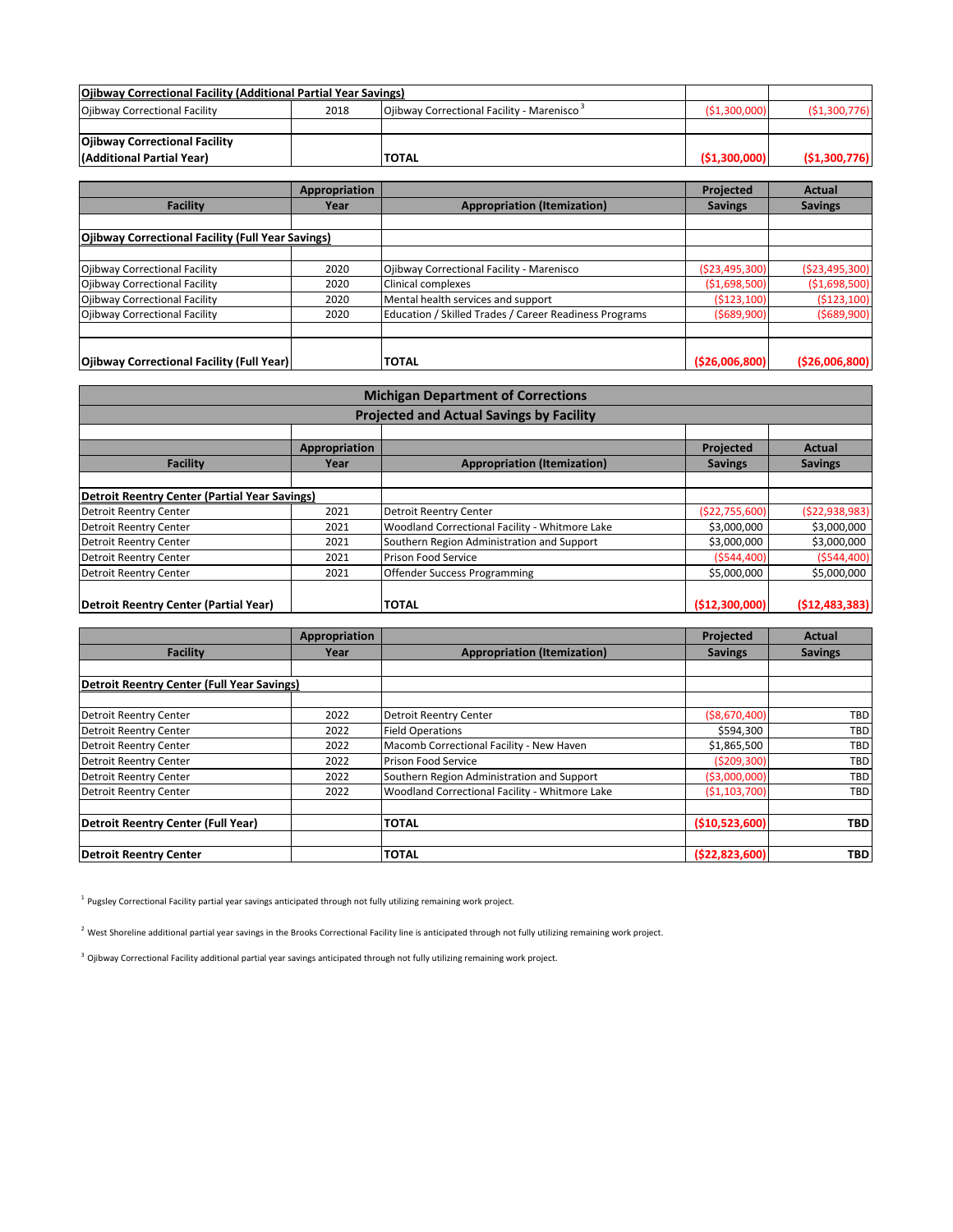| | | | | |
|---|---|---|---|---|
| **Ojibway Correctional Facility (Additional Partial Year Savings)** | | | | |
| Ojibway Correctional Facility | 2018 | Ojibway Correctional Facility - Marenisco [3] | ($1,300,000) | ($1,300,776) |
| | | | | |
| **Ojibway Correctional Facility (Additional Partial Year)** | | **TOTAL** | **($1,300,000)** | **($1,300,776)** |

| Facility | Appropriation Year | Appropriation (Itemization) | Projected Savings | Actual Savings |
|---|---|---|---|---|
| | | | | |
| **Ojibway Correctional Facility (Full Year Savings)** | | | | |
| | | | | |
| Ojibway Correctional Facility | 2020 | Ojibway Correctional Facility - Marenisco | ($23,495,300) | ($23,495,300) |
| Ojibway Correctional Facility | 2020 | Clinical complexes | ($1,698,500) | ($1,698,500) |
| Ojibway Correctional Facility | 2020 | Mental health services and support | ($123,100) | ($123,100) |
| Ojibway Correctional Facility | 2020 | Education / Skilled Trades / Career Readiness Programs | ($689,900) | ($689,900) |
| | | | | |
| **Ojibway Correctional Facility (Full Year)** | | **TOTAL** | **($26,006,800)** | **($26,006,800)** |

## Michigan Department of Corrections

### Projected and Actual Savings by Facility

| Facility | Appropriation Year | Appropriation (Itemization) | Projected Savings | Actual Savings |
|---|---|---|---|---|
| | | | | |
| **Detroit Reentry Center (Partial Year Savings)** | | | | |
| Detroit Reentry Center | 2021 | Detroit Reentry Center | ($22,755,600) | ($22,938,983) |
| Detroit Reentry Center | 2021 | Woodland Correctional Facility - Whitmore Lake | $3,000,000 | $3,000,000 |
| Detroit Reentry Center | 2021 | Southern Region Administration and Support | $3,000,000 | $3,000,000 |
| Detroit Reentry Center | 2021 | Prison Food Service | ($544,400) | ($544,400) |
| Detroit Reentry Center | 2021 | Offender Success Programming | $5,000,000 | $5,000,000 |
| | | | | |
| **Detroit Reentry Center (Partial Year)** | | **TOTAL** | **($12,300,000)** | **($12,483,383)** |

| Facility | Appropriation Year | Appropriation (Itemization) | Projected Savings | Actual Savings |
|---|---|---|---|---|
| | | | | |
| **Detroit Reentry Center (Full Year Savings)** | | | | |
| | | | | |
| Detroit Reentry Center | 2022 | Detroit Reentry Center | ($8,670,400) | TBD |
| Detroit Reentry Center | 2022 | Field Operations | $594,300 | TBD |
| Detroit Reentry Center | 2022 | Macomb Correctional Facility - New Haven | $1,865,500 | TBD |
| Detroit Reentry Center | 2022 | Prison Food Service | ($209,300) | TBD |
| Detroit Reentry Center | 2022 | Southern Region Administration and Support | ($3,000,000) | TBD |
| Detroit Reentry Center | 2022 | Woodland Correctional Facility - Whitmore Lake | ($1,103,700) | TBD |
| | | | | |
| **Detroit Reentry Center (Full Year)** | | **TOTAL** | **($10,523,600)** | **TBD** |
| | | | | |
| **Detroit Reentry Center** | | **TOTAL** | **($22,823,600)** | **TBD** |

[1] Pugsley Correctional Facility partial year savings anticipated through not fully utilizing remaining work project.

[2] West Shoreline additional partial year savings in the Brooks Correctional Facility line is anticipated through not fully utilizing remaining work project.

[3] Ojibway Correctional Facility additional partial year savings anticipated through not fully utilizing remaining work project.